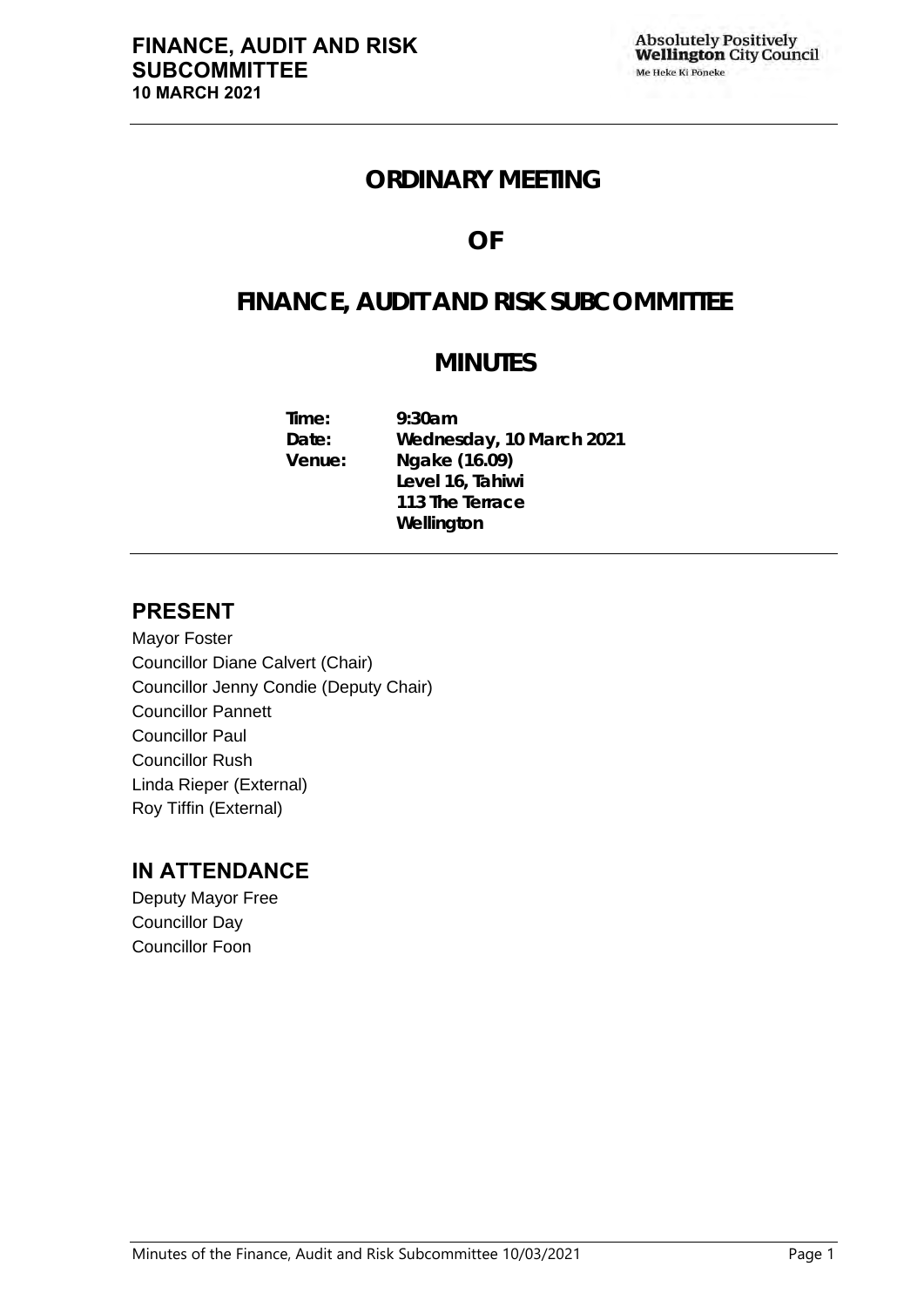# ORDINARY MEETING

# OF

# FINANCE, AUDIT AND RISK SUBCOMMITTEE

# MINUTES

**Time:** 9:30am
**Date:** Wednesday, 10 March 2021
**Venue:** Ngake (16.09)
Level 16, Tahiwi
113 The Terrace
Wellington

## PRESENT

Mayor Foster
Councillor Diane Calvert (Chair)
Councillor Jenny Condie (Deputy Chair)
Councillor Pannett
Councillor Paul
Councillor Rush
Linda Rieper (External)
Roy Tiffin (External)

## IN ATTENDANCE

Deputy Mayor Free
Councillor Day
Councillor Foon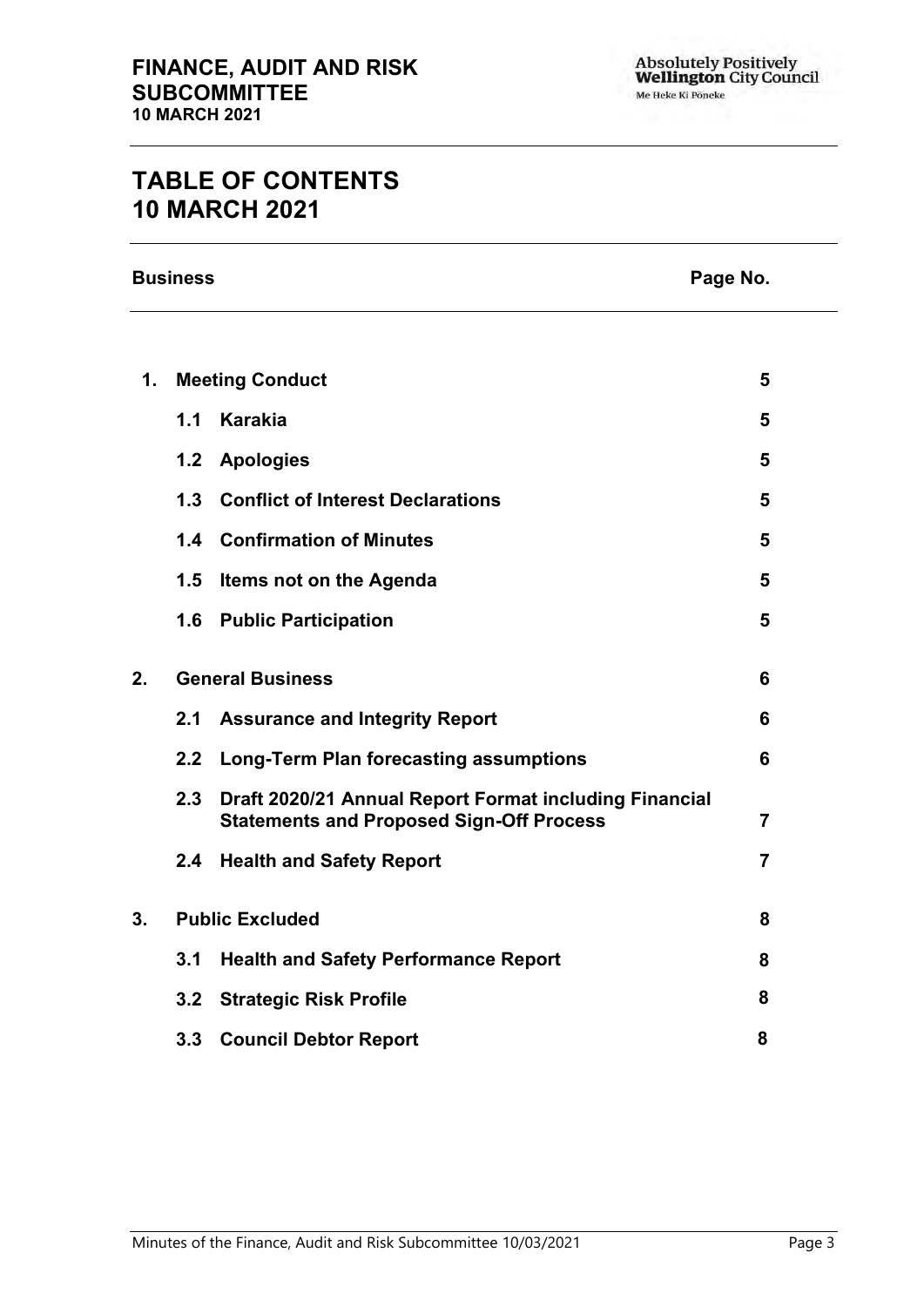# TABLE OF CONTENTS
# 10 MARCH 2021

| Business | | Page No. |
|---|---|---|
| **1.** | **Meeting Conduct** | **5** |
| | **1.1 Karakia** | **5** |
| | **1.2 Apologies** | **5** |
| | **1.3 Conflict of Interest Declarations** | **5** |
| | **1.4 Confirmation of Minutes** | **5** |
| | **1.5 Items not on the Agenda** | **5** |
| | **1.6 Public Participation** | **5** |
| **2.** | **General Business** | **6** |
| | **2.1 Assurance and Integrity Report** | **6** |
| | **2.2 Long-Term Plan forecasting assumptions** | **6** |
| | **2.3 Draft 2020/21 Annual Report Format including Financial Statements and Proposed Sign-Off Process** | **7** |
| | **2.4 Health and Safety Report** | **7** |
| **3.** | **Public Excluded** | **8** |
| | **3.1 Health and Safety Performance Report** | **8** |
| | **3.2 Strategic Risk Profile** | **8** |
| | **3.3 Council Debtor Report** | **8** |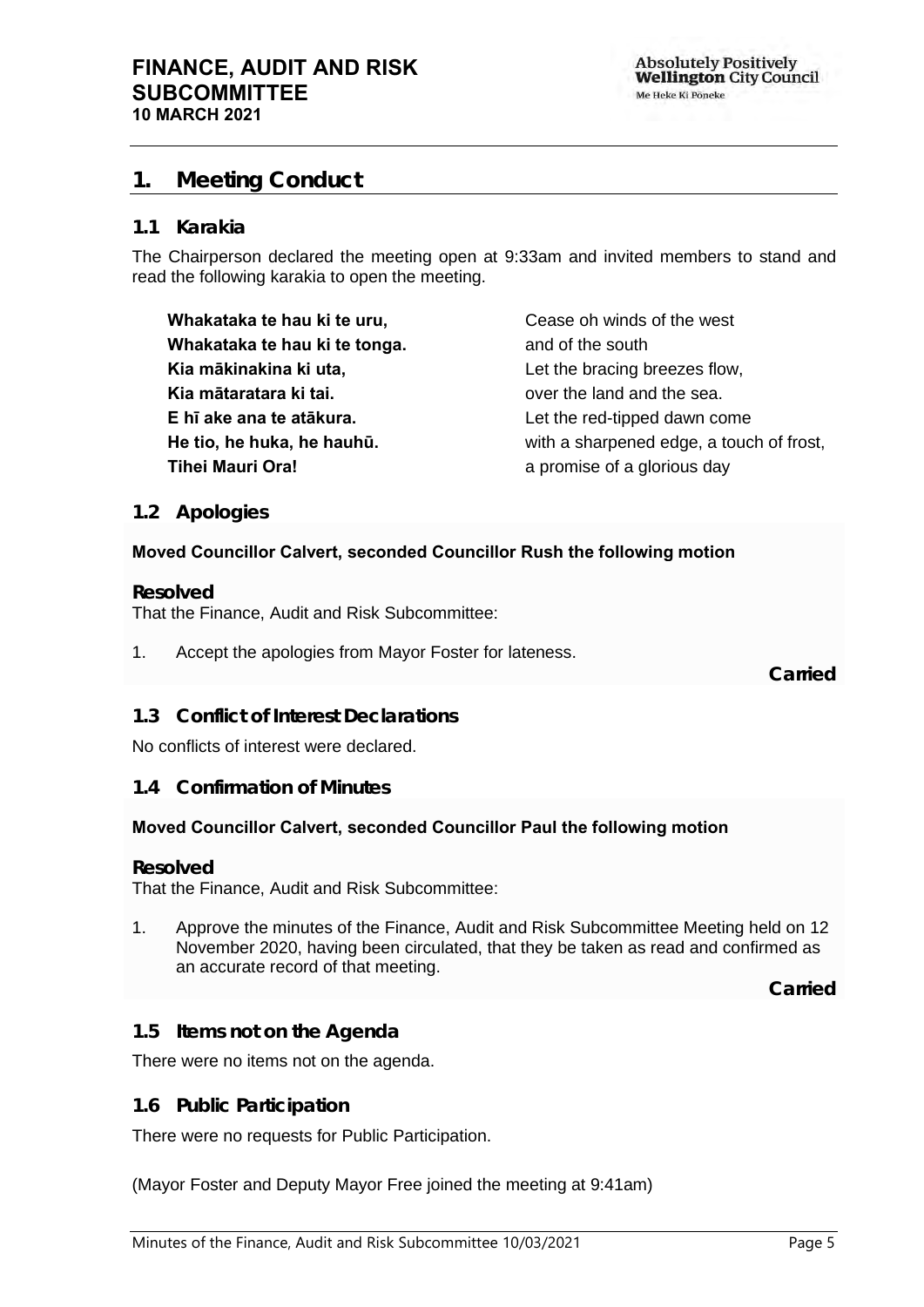## 1. Meeting Conduct

### 1.1 Karakia

The Chairperson declared the meeting open at 9:33am and invited members to stand and read the following karakia to open the meeting.

| | |
|---|---|
| **Whakataka te hau ki te uru,** | Cease oh winds of the west |
| **Whakataka te hau ki te tonga.** | and of the south |
| **Kia mākinakina ki uta,** | Let the bracing breezes flow, |
| **Kia mātaratara ki tai.** | over the land and the sea. |
| **E hī ake ana te atākura.** | Let the red-tipped dawn come |
| **He tio, he huka, he hauhū.** | with a sharpened edge, a touch of frost, |
| **Tihei Mauri Ora!** | a promise of a glorious day |

### 1.2 Apologies

**Moved Councillor Calvert, seconded Councillor Rush the following motion**

**Resolved**

That the Finance, Audit and Risk Subcommittee:

1. Accept the apologies from Mayor Foster for lateness.

**Carried**

### 1.3 Conflict of Interest Declarations

No conflicts of interest were declared.

### 1.4 Confirmation of Minutes

**Moved Councillor Calvert, seconded Councillor Paul the following motion**

**Resolved**

That the Finance, Audit and Risk Subcommittee:

1. Approve the minutes of the Finance, Audit and Risk Subcommittee Meeting held on 12 November 2020, having been circulated, that they be taken as read and confirmed as an accurate record of that meeting.

**Carried**

### 1.5 Items not on the Agenda

There were no items not on the agenda.

### 1.6 Public Participation

There were no requests for Public Participation.

(Mayor Foster and Deputy Mayor Free joined the meeting at 9:41am)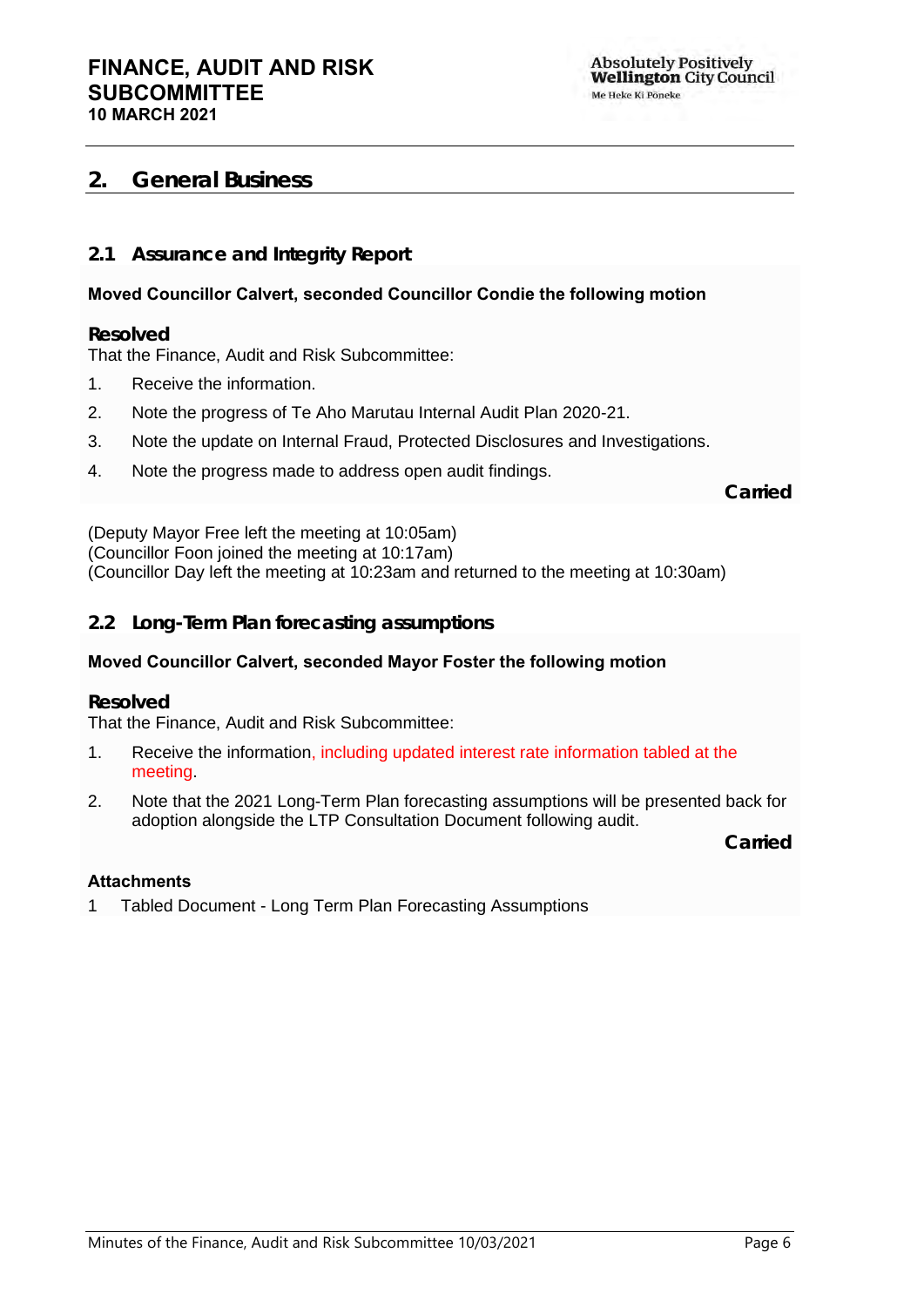## 2. General Business

### 2.1 Assurance and Integrity Report

**Moved Councillor Calvert, seconded Councillor Condie the following motion**

**Resolved**

That the Finance, Audit and Risk Subcommittee:

1. Receive the information.
2. Note the progress of Te Aho Marutau Internal Audit Plan 2020-21.
3. Note the update on Internal Fraud, Protected Disclosures and Investigations.
4. Note the progress made to address open audit findings.

**Carried**

(Deputy Mayor Free left the meeting at 10:05am)
(Councillor Foon joined the meeting at 10:17am)
(Councillor Day left the meeting at 10:23am and returned to the meeting at 10:30am)

### 2.2 Long-Term Plan forecasting assumptions

**Moved Councillor Calvert, seconded Mayor Foster the following motion**

**Resolved**

That the Finance, Audit and Risk Subcommittee:

1. Receive the information, including updated interest rate information tabled at the meeting.
2. Note that the 2021 Long-Term Plan forecasting assumptions will be presented back for adoption alongside the LTP Consultation Document following audit.

**Carried**

**Attachments**

1 Tabled Document - Long Term Plan Forecasting Assumptions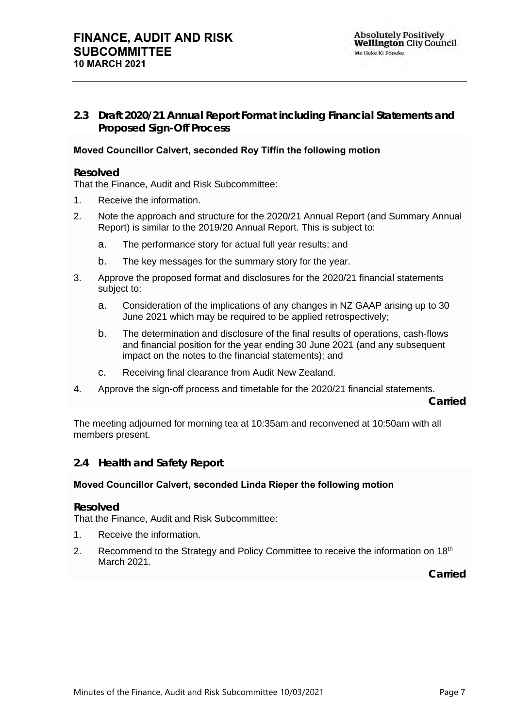## 2.3 Draft 2020/21 Annual Report Format including Financial Statements and Proposed Sign-Off Process

**Moved Councillor Calvert, seconded Roy Tiffin the following motion**

**Resolved**

That the Finance, Audit and Risk Subcommittee:

1. Receive the information.
2. Note the approach and structure for the 2020/21 Annual Report (and Summary Annual Report) is similar to the 2019/20 Annual Report. This is subject to:
   a. The performance story for actual full year results; and
   b. The key messages for the summary story for the year.
3. Approve the proposed format and disclosures for the 2020/21 financial statements subject to:
   a. Consideration of the implications of any changes in NZ GAAP arising up to 30 June 2021 which may be required to be applied retrospectively;
   b. The determination and disclosure of the final results of operations, cash-flows and financial position for the year ending 30 June 2021 (and any subsequent impact on the notes to the financial statements); and
   c. Receiving final clearance from Audit New Zealand.
4. Approve the sign-off process and timetable for the 2020/21 financial statements.

**Carried**

The meeting adjourned for morning tea at 10:35am and reconvened at 10:50am with all members present.

## 2.4 Health and Safety Report

**Moved Councillor Calvert, seconded Linda Rieper the following motion**

**Resolved**

That the Finance, Audit and Risk Subcommittee:

1. Receive the information.
2. Recommend to the Strategy and Policy Committee to receive the information on 18th March 2021.

**Carried**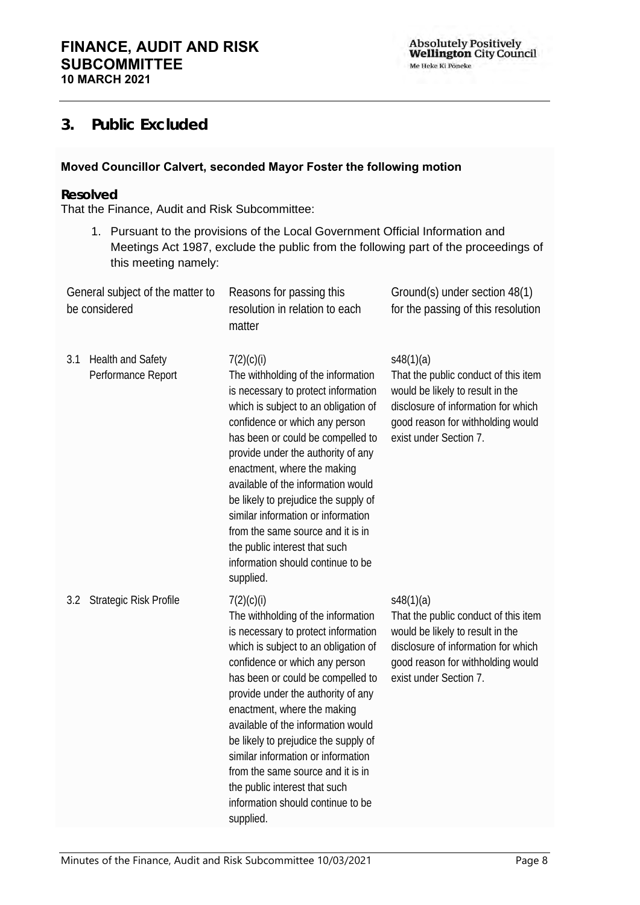## 3. Public Excluded

**Moved Councillor Calvert, seconded Mayor Foster the following motion**

### Resolved

That the Finance, Audit and Risk Subcommittee:

1. Pursuant to the provisions of the Local Government Official Information and Meetings Act 1987, exclude the public from the following part of the proceedings of this meeting namely:

| General subject of the matter to be considered | Reasons for passing this resolution in relation to each matter | Ground(s) under section 48(1) for the passing of this resolution |
|---|---|---|
| 3.1 Health and Safety Performance Report | 7(2)(c)(i) The withholding of the information is necessary to protect information which is subject to an obligation of confidence or which any person has been or could be compelled to provide under the authority of any enactment, where the making available of the information would be likely to prejudice the supply of similar information or information from the same source and it is in the public interest that such information should continue to be supplied. | s48(1)(a) That the public conduct of this item would be likely to result in the disclosure of information for which good reason for withholding would exist under Section 7. |
| 3.2 Strategic Risk Profile | 7(2)(c)(i) The withholding of the information is necessary to protect information which is subject to an obligation of confidence or which any person has been or could be compelled to provide under the authority of any enactment, where the making available of the information would be likely to prejudice the supply of similar information or information from the same source and it is in the public interest that such information should continue to be supplied. | s48(1)(a) That the public conduct of this item would be likely to result in the disclosure of information for which good reason for withholding would exist under Section 7. |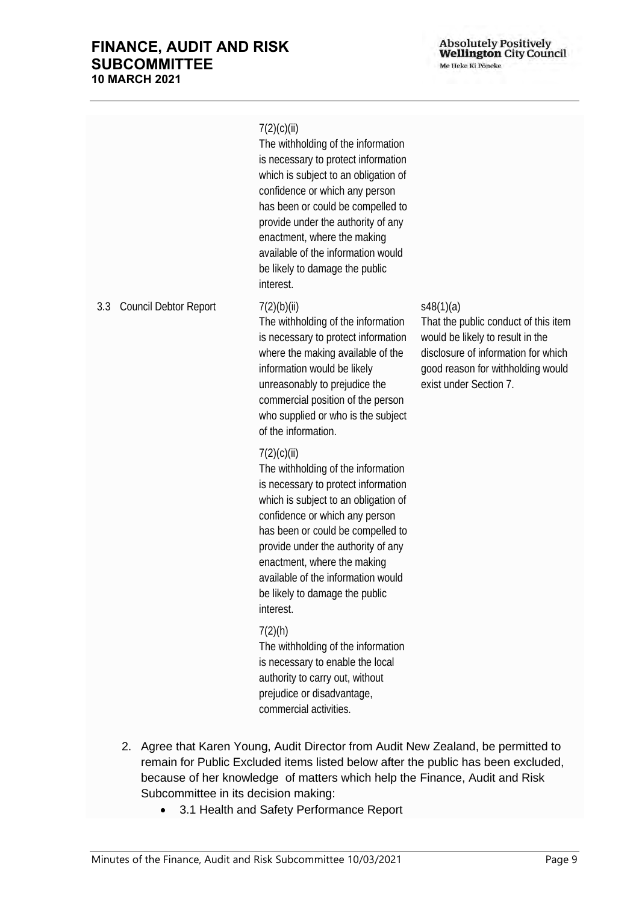| | | |
|---|---|---|
| | 7(2)(c)(ii)<br>The withholding of the information is necessary to protect information which is subject to an obligation of confidence or which any person has been or could be compelled to provide under the authority of any enactment, where the making available of the information would be likely to damage the public interest. | |
| 3.3 Council Debtor Report | 7(2)(b)(ii)<br>The withholding of the information is necessary to protect information where the making available of the information would be likely unreasonably to prejudice the commercial position of the person who supplied or who is the subject of the information.<br><br>7(2)(c)(ii)<br>The withholding of the information is necessary to protect information which is subject to an obligation of confidence or which any person has been or could be compelled to provide under the authority of any enactment, where the making available of the information would be likely to damage the public interest.<br><br>7(2)(h)<br>The withholding of the information is necessary to enable the local authority to carry out, without prejudice or disadvantage, commercial activities. | s48(1)(a)<br>That the public conduct of this item would be likely to result in the disclosure of information for which good reason for withholding would exist under Section 7. |

2. Agree that Karen Young, Audit Director from Audit New Zealand, be permitted to remain for Public Excluded items listed below after the public has been excluded, because of her knowledge of matters which help the Finance, Audit and Risk Subcommittee in its decision making:
   - 3.1 Health and Safety Performance Report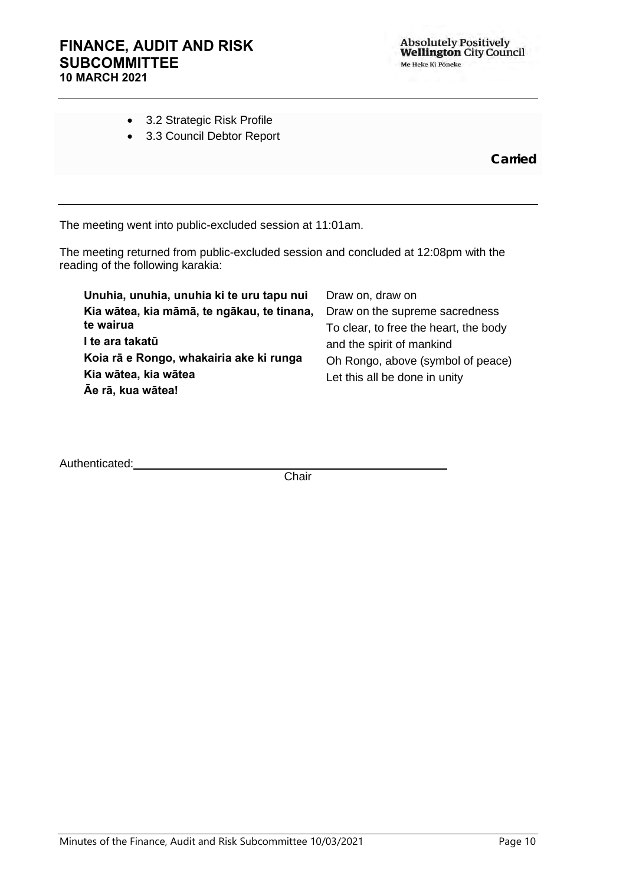- 3.2 Strategic Risk Profile
- 3.3 Council Debtor Report

**Carried**

---

The meeting went into public-excluded session at 11:01am.

The meeting returned from public-excluded session and concluded at 12:08pm with the reading of the following karakia:

| | |
|---|---|
| **Unuhia, unuhia, unuhia ki te uru tapu nui** | Draw on, draw on |
| **Kia wātea, kia māmā, te ngākau, te tinana, te wairua** | Draw on the supreme sacredness |
| **I te ara takatū** | To clear, to free the heart, the body |
| **Koia rā e Rongo, whakairia ake ki runga** | and the spirit of mankind |
| **Kia wātea, kia wātea** | Oh Rongo, above (symbol of peace) |
| **Āe rā, kua wātea!** | Let this all be done in unity |

Authenticated: ______________________________
Chair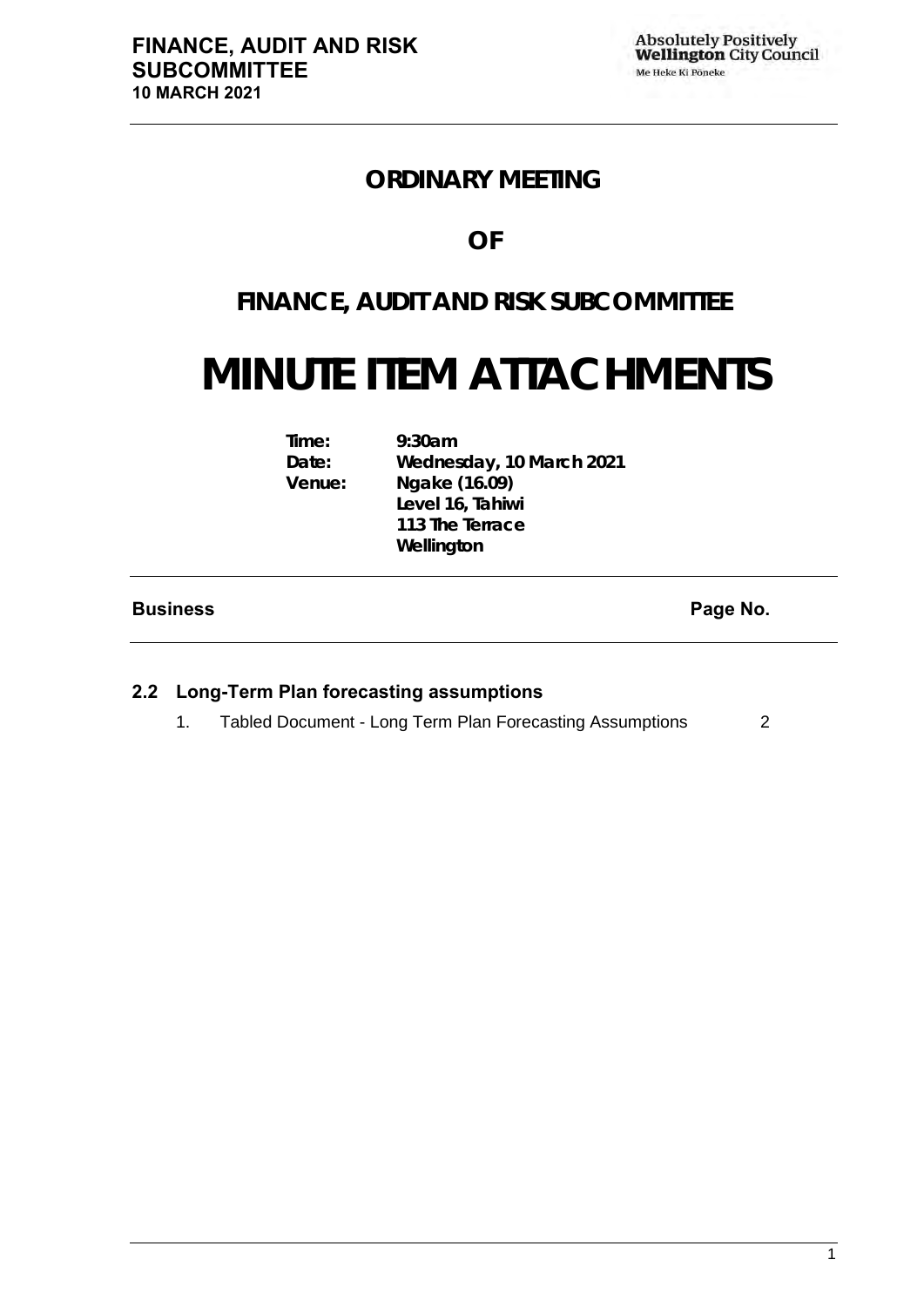# ORDINARY MEETING

# OF

# FINANCE, AUDIT AND RISK SUBCOMMITTEE

# MINUTE ITEM ATTACHMENTS

| | |
|---|---|
| **Time:** | **9:30am** |
| **Date:** | **Wednesday, 10 March 2021** |
| **Venue:** | **Ngake (16.09)** |
| | **Level 16, Tahiwi** |
| | **113 The Terrace** |
| | **Wellington** |

| **Business** | **Page No.** |
|---|---|
| **2.2 Long-Term Plan forecasting assumptions** | |
| 1. Tabled Document - Long Term Plan Forecasting Assumptions | 2 |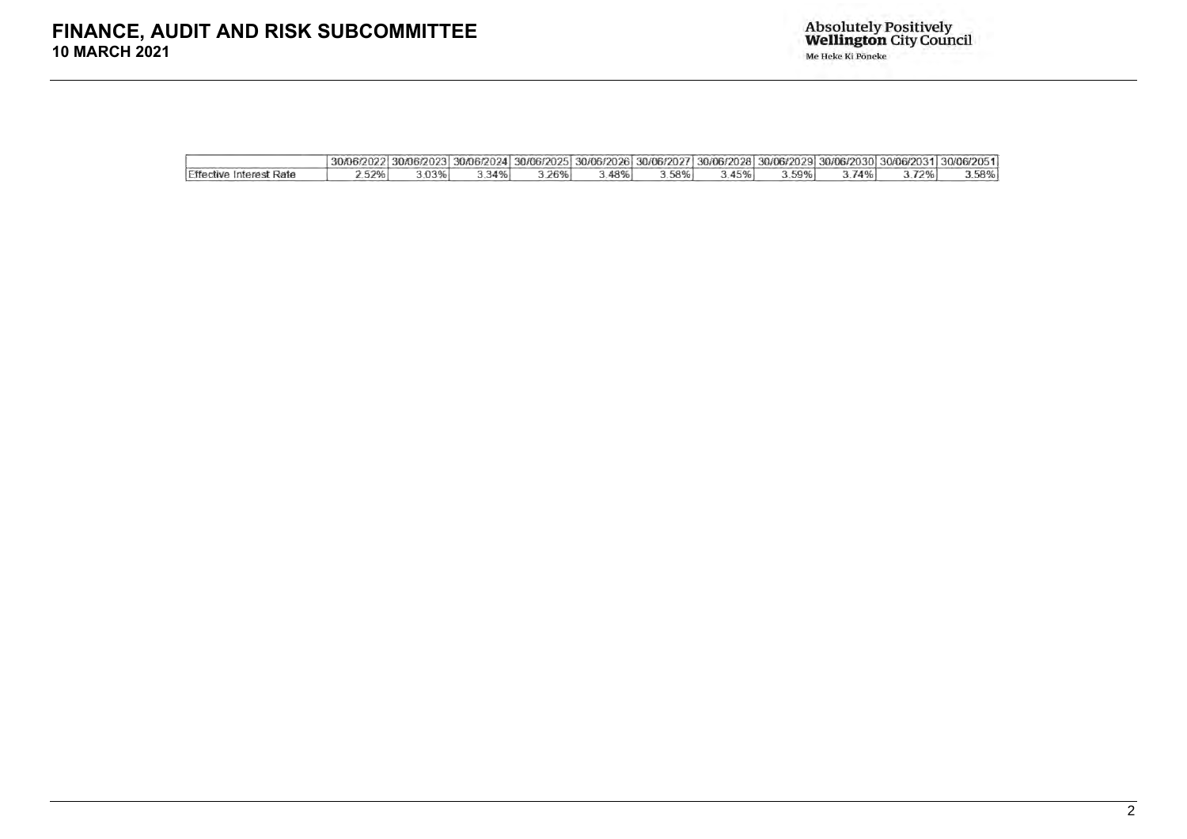| | 30/06/2022 | 30/06/2023 | 30/06/2024 | 30/06/2025 | 30/06/2026 | 30/06/2027 | 30/06/2028 | 30/06/2029 | 30/06/2030 | 30/06/2031 | 30/06/2051 |
|---|---|---|---|---|---|---|---|---|---|---|---|
| Effective Interest Rate | 2.52% | 3.03% | 3.34% | 3.26% | 3.48% | 3.58% | 3.45% | 3.59% | 3.74% | 3.72% | 3.58% |